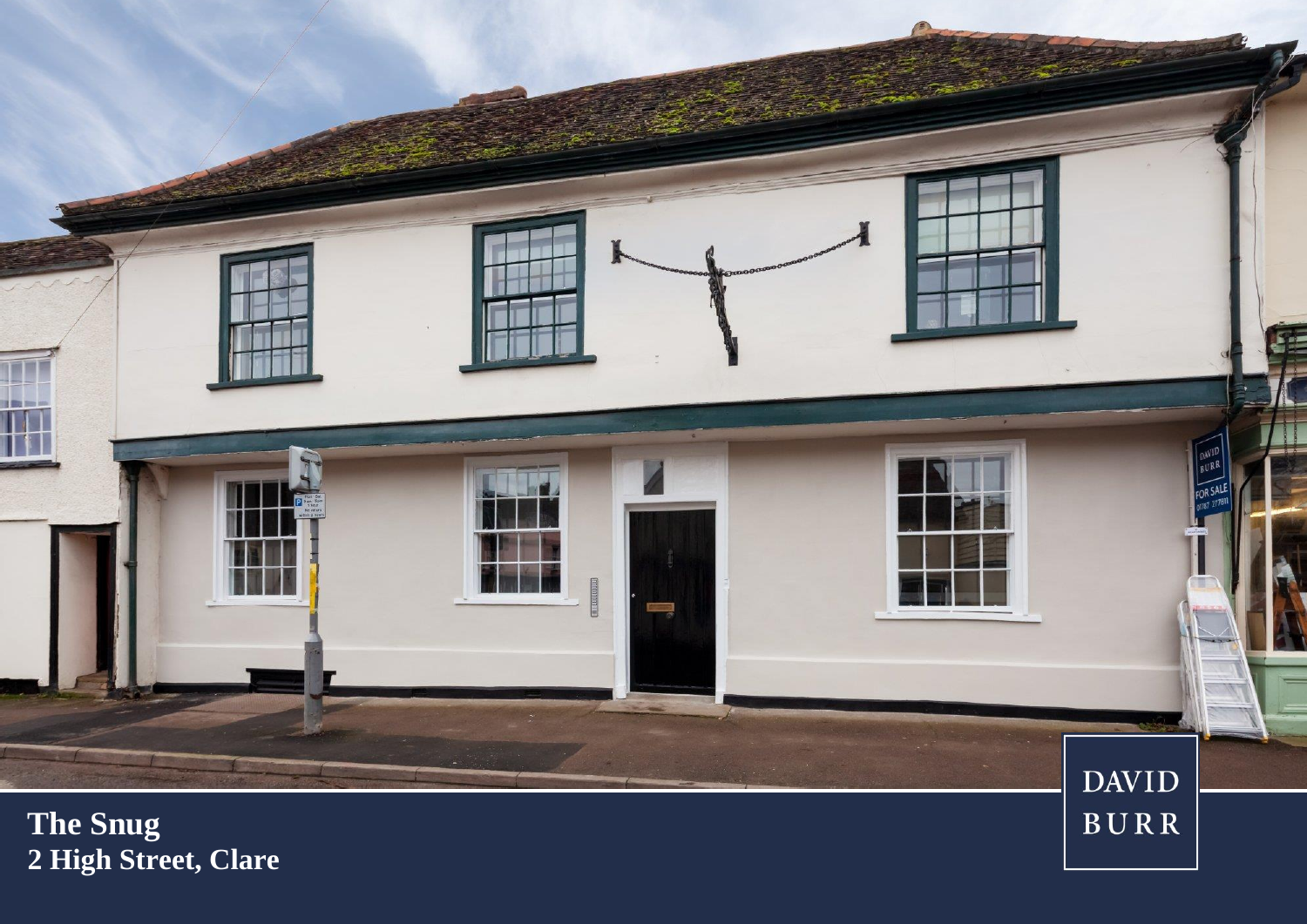**The Snug**
**2 High Street, Clare**

DAVID BURR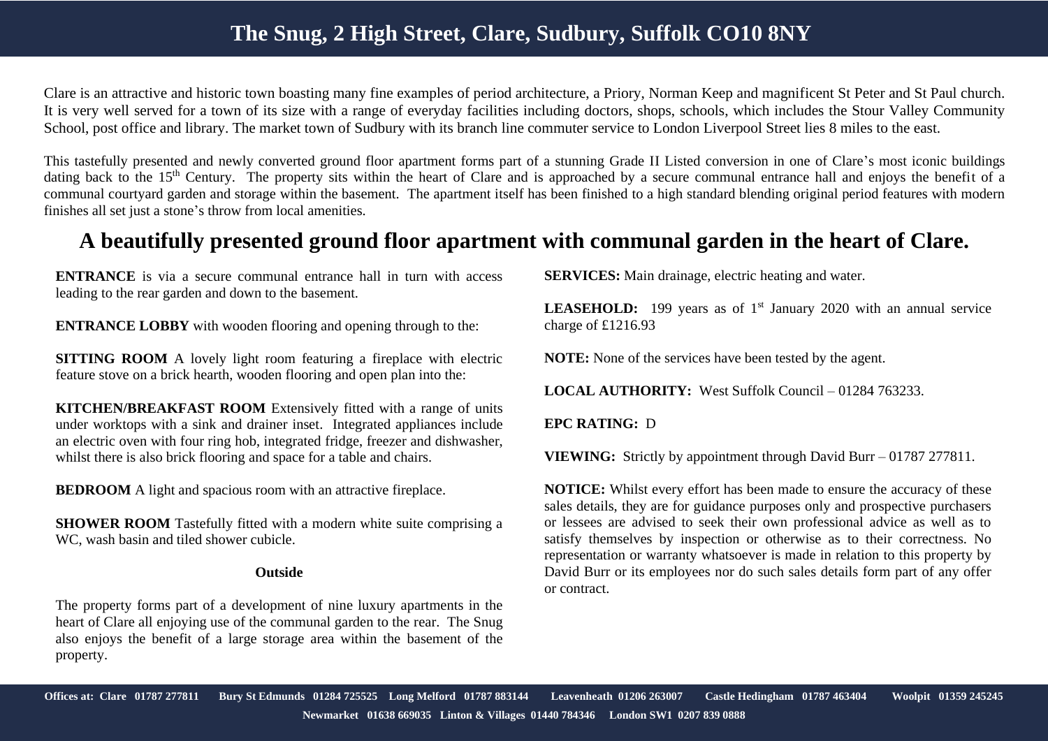# The Snug, 2 High Street, Clare, Sudbury, Suffolk CO10 8NY

Clare is an attractive and historic town boasting many fine examples of period architecture, a Priory, Norman Keep and magnificent St Peter and St Paul church. It is very well served for a town of its size with a range of everyday facilities including doctors, shops, schools, which includes the Stour Valley Community School, post office and library. The market town of Sudbury with its branch line commuter service to London Liverpool Street lies 8 miles to the east.

This tastefully presented and newly converted ground floor apartment forms part of a stunning Grade II Listed conversion in one of Clare's most iconic buildings dating back to the 15th Century. The property sits within the heart of Clare and is approached by a secure communal entrance hall and enjoys the benefit of a communal courtyard garden and storage within the basement. The apartment itself has been finished to a high standard blending original period features with modern finishes all set just a stone's throw from local amenities.

## A beautifully presented ground floor apartment with communal garden in the heart of Clare.

**ENTRANCE** is via a secure communal entrance hall in turn with access leading to the rear garden and down to the basement.

**ENTRANCE LOBBY** with wooden flooring and opening through to the:

**SITTING ROOM** A lovely light room featuring a fireplace with electric feature stove on a brick hearth, wooden flooring and open plan into the:

**KITCHEN/BREAKFAST ROOM** Extensively fitted with a range of units under worktops with a sink and drainer inset. Integrated appliances include an electric oven with four ring hob, integrated fridge, freezer and dishwasher, whilst there is also brick flooring and space for a table and chairs.

**BEDROOM** A light and spacious room with an attractive fireplace.

**SHOWER ROOM** Tastefully fitted with a modern white suite comprising a WC, wash basin and tiled shower cubicle.

**Outside**

The property forms part of a development of nine luxury apartments in the heart of Clare all enjoying use of the communal garden to the rear. The Snug also enjoys the benefit of a large storage area within the basement of the property.

**SERVICES:** Main drainage, electric heating and water.

**LEASEHOLD:** 199 years as of 1st January 2020 with an annual service charge of £1216.93

**NOTE:** None of the services have been tested by the agent.

**LOCAL AUTHORITY:** West Suffolk Council – 01284 763233.

**EPC RATING:** D

**VIEWING:** Strictly by appointment through David Burr – 01787 277811.

**NOTICE:** Whilst every effort has been made to ensure the accuracy of these sales details, they are for guidance purposes only and prospective purchasers or lessees are advised to seek their own professional advice as well as to satisfy themselves by inspection or otherwise as to their correctness. No representation or warranty whatsoever is made in relation to this property by David Burr or its employees nor do such sales details form part of any offer or contract.

**Offices at: Clare 01787 277811 Bury St Edmunds 01284 725525 Long Melford 01787 883144 Leavenheath 01206 263007 Castle Hedingham 01787 463404 Woolpit 01359 245245 Newmarket 01638 669035 Linton & Villages 01440 784346 London SW1 0207 839 0888**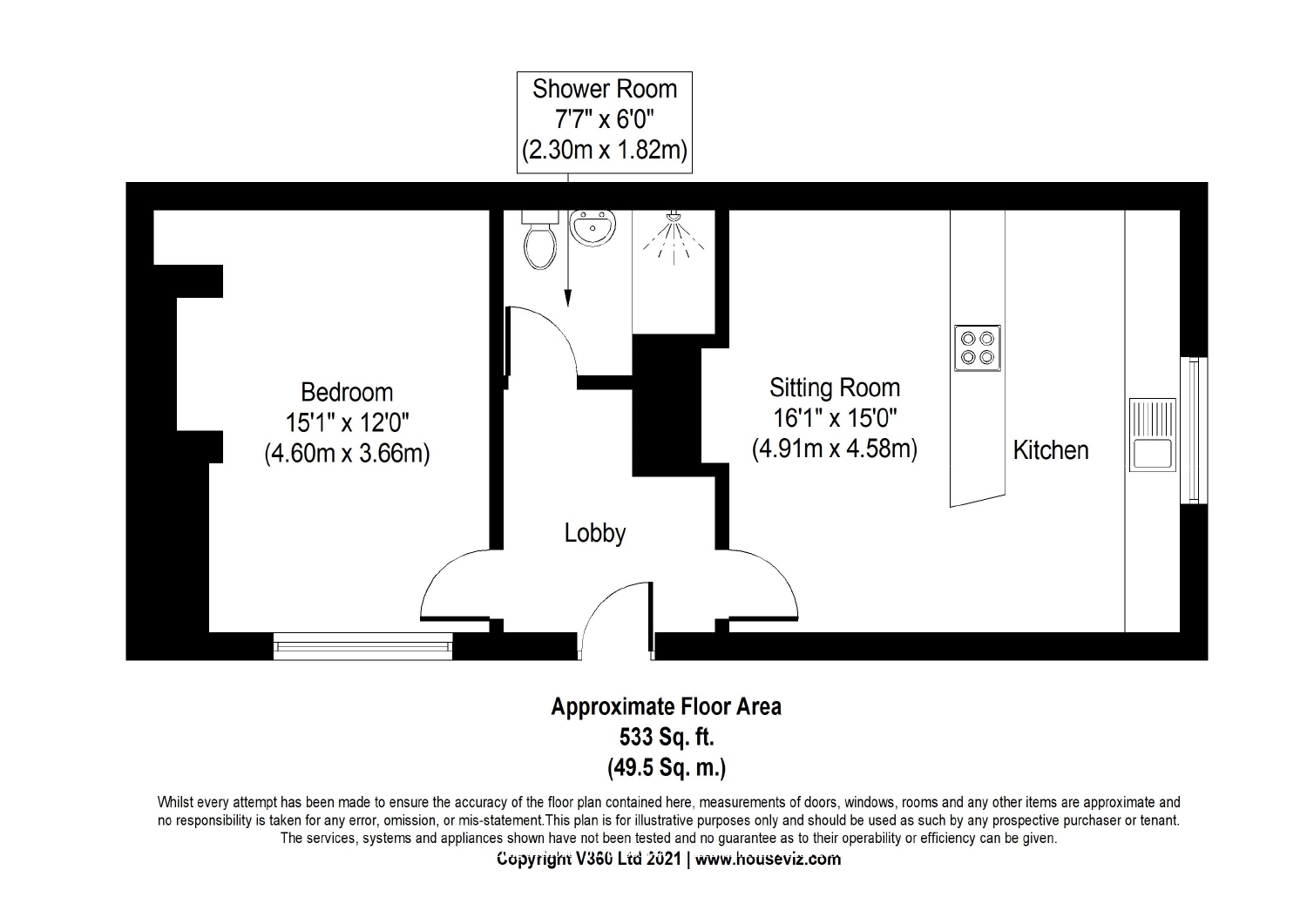Shower Room
7'7" x 6'0"
(2.30m x 1.82m)

Bedroom
15'1" x 12'0"
(4.60m x 3.66m)

Lobby

Sitting Room
16'1" x 15'0"
(4.91m x 4.58m)

Kitchen

**Approximate Floor Area**
**533 Sq. ft.**
**(49.5 Sq. m.)**

Whilst every attempt has been made to ensure the accuracy of the floor plan contained here, measurements of doors, windows, rooms and any other items are approximate and no responsibility is taken for any error, omission, or mis-statement.This plan is for illustrative purposes only and should be used as such by any prospective purchaser or tenant. The services, systems and appliances shown have not been tested and no guarantee as to their operability or efficiency can be given.

**Copyright V360 Ltd 2021 | www.houseviz.com**